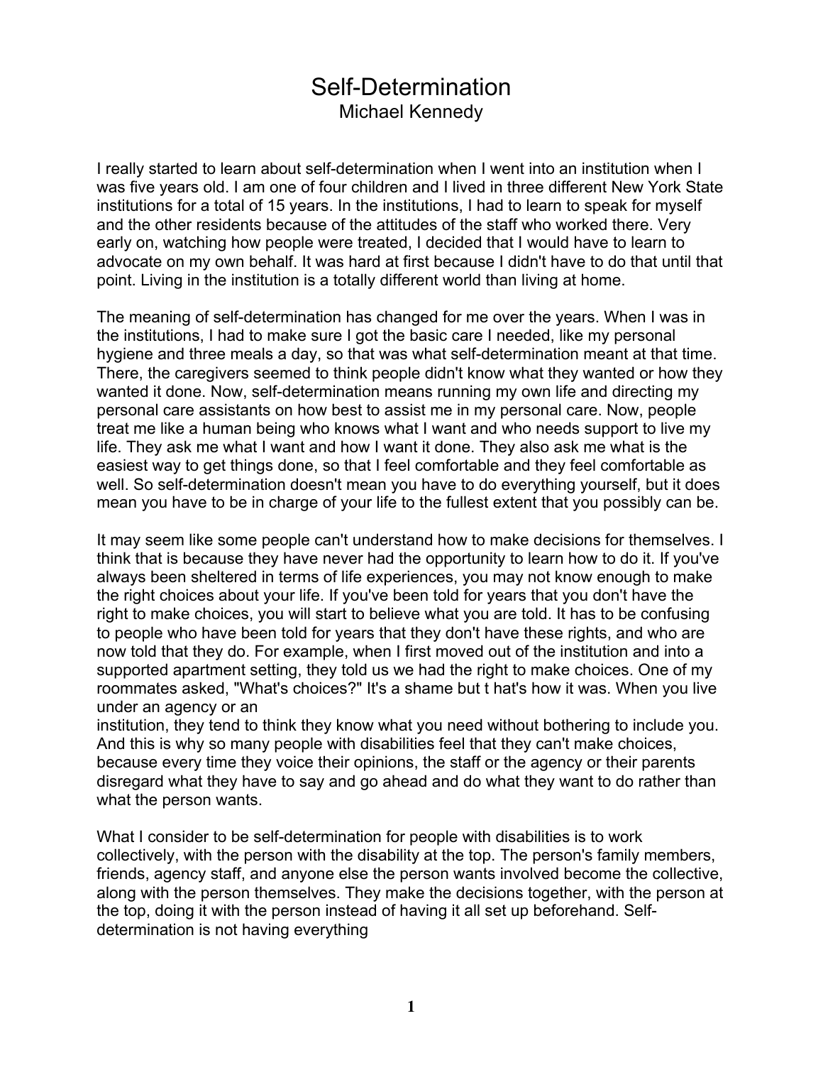# Self-Determination

Michael Kennedy

I really started to learn about self-determination when I went into an institution when I was five years old. I am one of four children and I lived in three different New York State institutions for a total of 15 years. In the institutions, I had to learn to speak for myself and the other residents because of the attitudes of the staff who worked there. Very early on, watching how people were treated, I decided that I would have to learn to advocate on my own behalf. It was hard at first because I didn't have to do that until that point. Living in the institution is a totally different world than living at home.

The meaning of self-determination has changed for me over the years. When I was in the institutions, I had to make sure I got the basic care I needed, like my personal hygiene and three meals a day, so that was what self-determination meant at that time. There, the caregivers seemed to think people didn't know what they wanted or how they wanted it done. Now, self-determination means running my own life and directing my personal care assistants on how best to assist me in my personal care. Now, people treat me like a human being who knows what I want and who needs support to live my life. They ask me what I want and how I want it done. They also ask me what is the easiest way to get things done, so that I feel comfortable and they feel comfortable as well. So self-determination doesn't mean you have to do everything yourself, but it does mean you have to be in charge of your life to the fullest extent that you possibly can be.

It may seem like some people can't understand how to make decisions for themselves. I think that is because they have never had the opportunity to learn how to do it. If you've always been sheltered in terms of life experiences, you may not know enough to make the right choices about your life. If you've been told for years that you don't have the right to make choices, you will start to believe what you are told. It has to be confusing to people who have been told for years that they don't have these rights, and who are now told that they do. For example, when I first moved out of the institution and into a supported apartment setting, they told us we had the right to make choices. One of my roommates asked, "What's choices?" It's a shame but t hat's how it was. When you live under an agency or an institution, they tend to think they know what you need without bothering to include you. And this is why so many people with disabilities feel that they can't make choices, because every time they voice their opinions, the staff or the agency or their parents disregard what they have to say and go ahead and do what they want to do rather than what the person wants.

What I consider to be self-determination for people with disabilities is to work collectively, with the person with the disability at the top. The person's family members, friends, agency staff, and anyone else the person wants involved become the collective, along with the person themselves. They make the decisions together, with the person at the top, doing it with the person instead of having it all set up beforehand. Self-determination is not having everything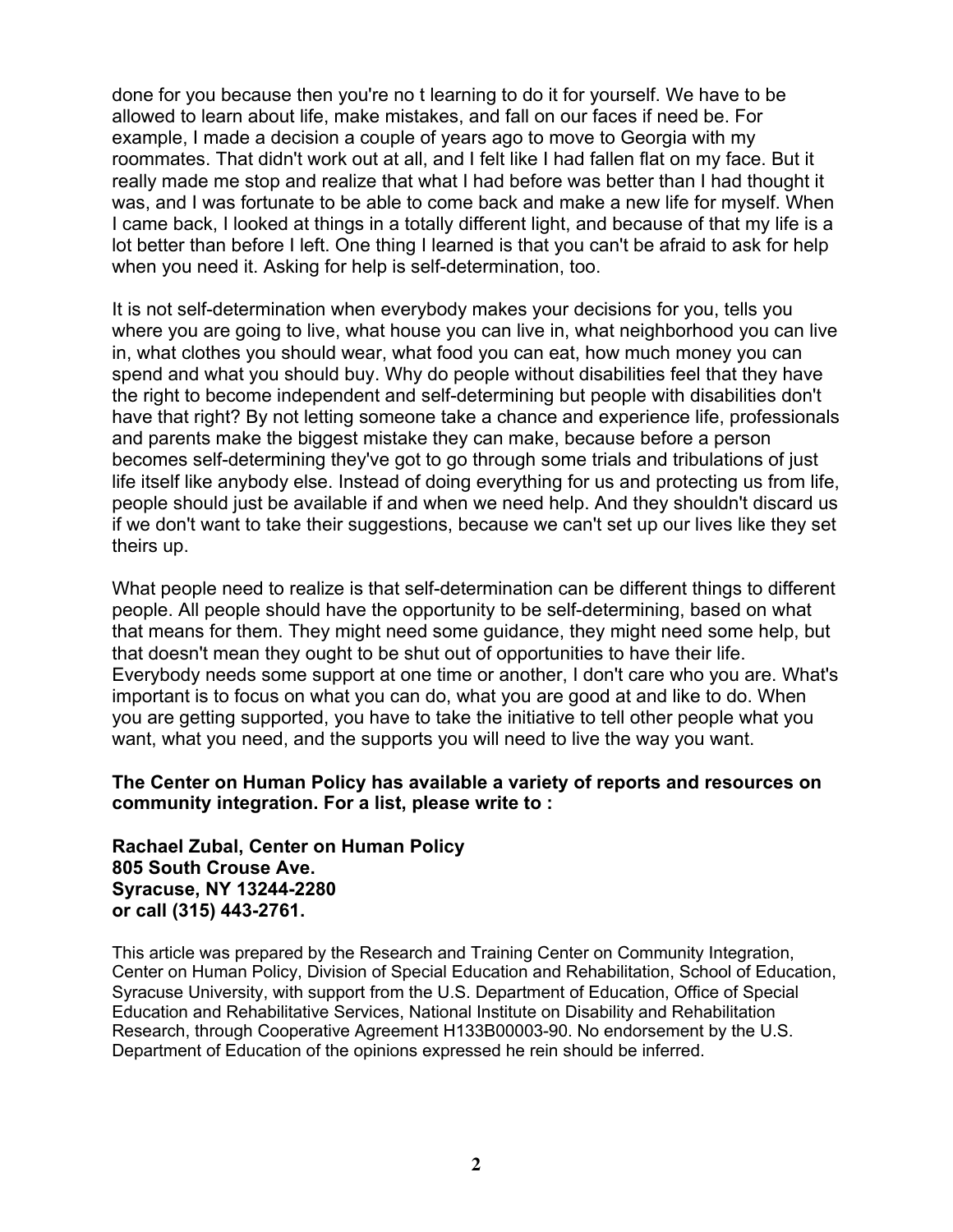done for you because then you're no t learning to do it for yourself. We have to be allowed to learn about life, make mistakes, and fall on our faces if need be. For example, I made a decision a couple of years ago to move to Georgia with my roommates. That didn't work out at all, and I felt like I had fallen flat on my face. But it really made me stop and realize that what I had before was better than I had thought it was, and I was fortunate to be able to come back and make a new life for myself. When I came back, I looked at things in a totally different light, and because of that my life is a lot better than before I left. One thing I learned is that you can't be afraid to ask for help when you need it. Asking for help is self-determination, too.

It is not self-determination when everybody makes your decisions for you, tells you where you are going to live, what house you can live in, what neighborhood you can live in, what clothes you should wear, what food you can eat, how much money you can spend and what you should buy. Why do people without disabilities feel that they have the right to become independent and self-determining but people with disabilities don't have that right? By not letting someone take a chance and experience life, professionals and parents make the biggest mistake they can make, because before a person becomes self-determining they've got to go through some trials and tribulations of just life itself like anybody else. Instead of doing everything for us and protecting us from life, people should just be available if and when we need help. And they shouldn't discard us if we don't want to take their suggestions, because we can't set up our lives like they set theirs up.

What people need to realize is that self-determination can be different things to different people. All people should have the opportunity to be self-determining, based on what that means for them. They might need some guidance, they might need some help, but that doesn't mean they ought to be shut out of opportunities to have their life. Everybody needs some support at one time or another, I don't care who you are. What's important is to focus on what you can do, what you are good at and like to do. When you are getting supported, you have to take the initiative to tell other people what you want, what you need, and the supports you will need to live the way you want.

**The Center on Human Policy has available a variety of reports and resources on community integration. For a list, please write to :**

**Rachael Zubal, Center on Human Policy**
**805 South Crouse Ave.**
**Syracuse, NY 13244-2280**
**or call (315) 443-2761.**

This article was prepared by the Research and Training Center on Community Integration, Center on Human Policy, Division of Special Education and Rehabilitation, School of Education, Syracuse University, with support from the U.S. Department of Education, Office of Special Education and Rehabilitative Services, National Institute on Disability and Rehabilitation Research, through Cooperative Agreement H133B00003-90. No endorsement by the U.S. Department of Education of the opinions expressed he rein should be inferred.